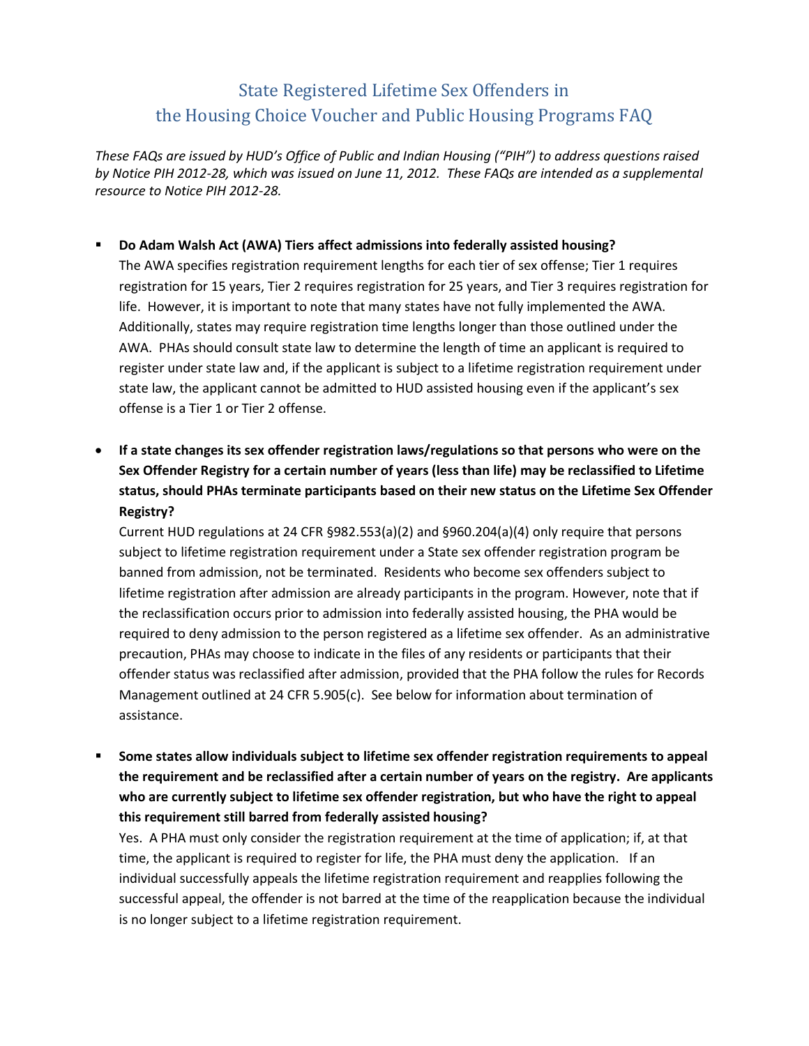# State Registered Lifetime Sex Offenders in the Housing Choice Voucher and Public Housing Programs FAQ

*These FAQs are issued by HUD's Office of Public and Indian Housing ("PIH") to address questions raised by Notice PIH 2012-28, which was issued on June 11, 2012. These FAQs are intended as a supplemental resource to Notice PIH 2012-28.*

- **Do Adam Walsh Act (AWA) Tiers affect admissions into federally assisted housing?**
  The AWA specifies registration requirement lengths for each tier of sex offense; Tier 1 requires registration for 15 years, Tier 2 requires registration for 25 years, and Tier 3 requires registration for life. However, it is important to note that many states have not fully implemented the AWA. Additionally, states may require registration time lengths longer than those outlined under the AWA. PHAs should consult state law to determine the length of time an applicant is required to register under state law and, if the applicant is subject to a lifetime registration requirement under state law, the applicant cannot be admitted to HUD assisted housing even if the applicant's sex offense is a Tier 1 or Tier 2 offense.

- **If a state changes its sex offender registration laws/regulations so that persons who were on the Sex Offender Registry for a certain number of years (less than life) may be reclassified to Lifetime status, should PHAs terminate participants based on their new status on the Lifetime Sex Offender Registry?**
  Current HUD regulations at 24 CFR §982.553(a)(2) and §960.204(a)(4) only require that persons subject to lifetime registration requirement under a State sex offender registration program be banned from admission, not be terminated. Residents who become sex offenders subject to lifetime registration after admission are already participants in the program. However, note that if the reclassification occurs prior to admission into federally assisted housing, the PHA would be required to deny admission to the person registered as a lifetime sex offender. As an administrative precaution, PHAs may choose to indicate in the files of any residents or participants that their offender status was reclassified after admission, provided that the PHA follow the rules for Records Management outlined at 24 CFR 5.905(c). See below for information about termination of assistance.

- **Some states allow individuals subject to lifetime sex offender registration requirements to appeal the requirement and be reclassified after a certain number of years on the registry. Are applicants who are currently subject to lifetime sex offender registration, but who have the right to appeal this requirement still barred from federally assisted housing?**
  Yes. A PHA must only consider the registration requirement at the time of application; if, at that time, the applicant is required to register for life, the PHA must deny the application. If an individual successfully appeals the lifetime registration requirement and reapplies following the successful appeal, the offender is not barred at the time of the reapplication because the individual is no longer subject to a lifetime registration requirement.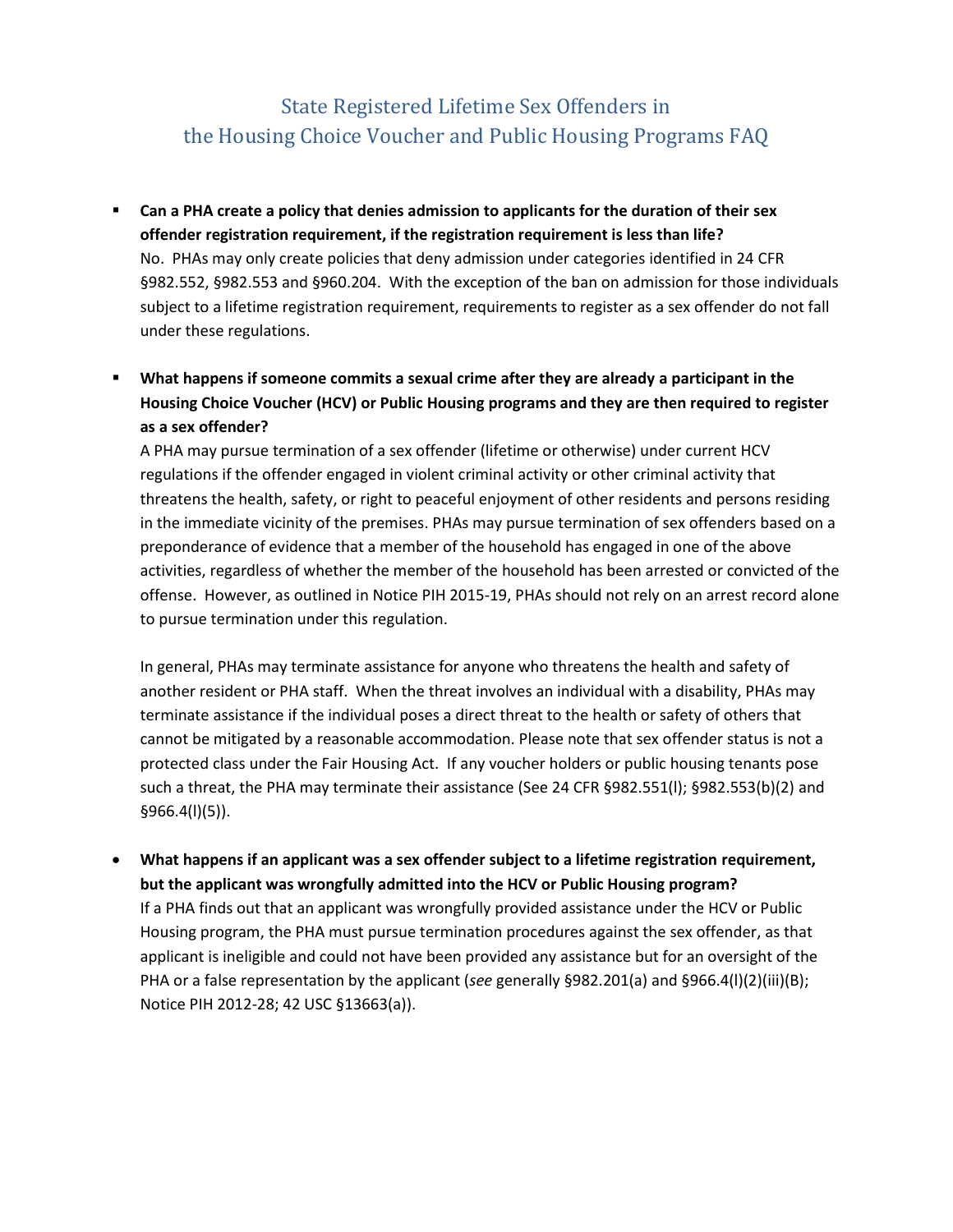# State Registered Lifetime Sex Offenders in the Housing Choice Voucher and Public Housing Programs FAQ

- **Can a PHA create a policy that denies admission to applicants for the duration of their sex offender registration requirement, if the registration requirement is less than life?**
  No. PHAs may only create policies that deny admission under categories identified in 24 CFR §982.552, §982.553 and §960.204. With the exception of the ban on admission for those individuals subject to a lifetime registration requirement, requirements to register as a sex offender do not fall under these regulations.

- **What happens if someone commits a sexual crime after they are already a participant in the Housing Choice Voucher (HCV) or Public Housing programs and they are then required to register as a sex offender?**
  A PHA may pursue termination of a sex offender (lifetime or otherwise) under current HCV regulations if the offender engaged in violent criminal activity or other criminal activity that threatens the health, safety, or right to peaceful enjoyment of other residents and persons residing in the immediate vicinity of the premises. PHAs may pursue termination of sex offenders based on a preponderance of evidence that a member of the household has engaged in one of the above activities, regardless of whether the member of the household has been arrested or convicted of the offense. However, as outlined in Notice PIH 2015-19, PHAs should not rely on an arrest record alone to pursue termination under this regulation.

  In general, PHAs may terminate assistance for anyone who threatens the health and safety of another resident or PHA staff. When the threat involves an individual with a disability, PHAs may terminate assistance if the individual poses a direct threat to the health or safety of others that cannot be mitigated by a reasonable accommodation. Please note that sex offender status is not a protected class under the Fair Housing Act. If any voucher holders or public housing tenants pose such a threat, the PHA may terminate their assistance (See 24 CFR §982.551(l); §982.553(b)(2) and §966.4(l)(5)).

- **What happens if an applicant was a sex offender subject to a lifetime registration requirement, but the applicant was wrongfully admitted into the HCV or Public Housing program?**
  If a PHA finds out that an applicant was wrongfully provided assistance under the HCV or Public Housing program, the PHA must pursue termination procedures against the sex offender, as that applicant is ineligible and could not have been provided any assistance but for an oversight of the PHA or a false representation by the applicant (*see* generally §982.201(a) and §966.4(l)(2)(iii)(B); Notice PIH 2012-28; 42 USC §13663(a)).